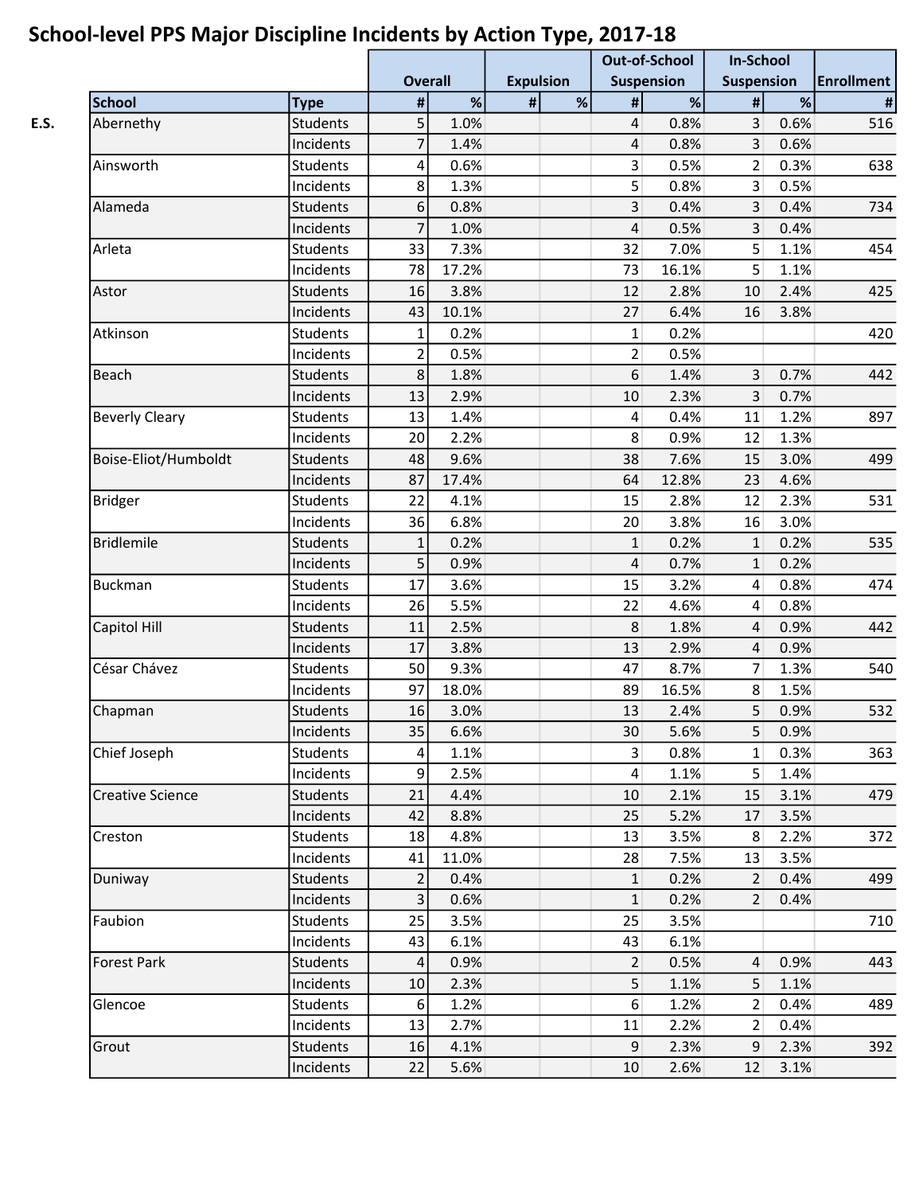## School-level PPS Major Discipline Incidents by Action Type, 2017-18

| | School | Type | Overall | | Expulsion | | Out-of-School Suspension | | In-School Suspension | | Enrollment |
|---|---|---|---|---|---|---|---|---|---|---|---|
| | | | # | % | # | % | # | % | # | % | # |
| E.S. | Abernethy | Students | 5 | 1.0% | | | 4 | 0.8% | 3 | 0.6% | 516 |
| | | Incidents | 7 | 1.4% | | | 4 | 0.8% | 3 | 0.6% | |
| | Ainsworth | Students | 4 | 0.6% | | | 3 | 0.5% | 2 | 0.3% | 638 |
| | | Incidents | 8 | 1.3% | | | 5 | 0.8% | 3 | 0.5% | |
| | Alameda | Students | 6 | 0.8% | | | 3 | 0.4% | 3 | 0.4% | 734 |
| | | Incidents | 7 | 1.0% | | | 4 | 0.5% | 3 | 0.4% | |
| | Arleta | Students | 33 | 7.3% | | | 32 | 7.0% | 5 | 1.1% | 454 |
| | | Incidents | 78 | 17.2% | | | 73 | 16.1% | 5 | 1.1% | |
| | Astor | Students | 16 | 3.8% | | | 12 | 2.8% | 10 | 2.4% | 425 |
| | | Incidents | 43 | 10.1% | | | 27 | 6.4% | 16 | 3.8% | |
| | Atkinson | Students | 1 | 0.2% | | | 1 | 0.2% | | | 420 |
| | | Incidents | 2 | 0.5% | | | 2 | 0.5% | | | |
| | Beach | Students | 8 | 1.8% | | | 6 | 1.4% | 3 | 0.7% | 442 |
| | | Incidents | 13 | 2.9% | | | 10 | 2.3% | 3 | 0.7% | |
| | Beverly Cleary | Students | 13 | 1.4% | | | 4 | 0.4% | 11 | 1.2% | 897 |
| | | Incidents | 20 | 2.2% | | | 8 | 0.9% | 12 | 1.3% | |
| | Boise-Eliot/Humboldt | Students | 48 | 9.6% | | | 38 | 7.6% | 15 | 3.0% | 499 |
| | | Incidents | 87 | 17.4% | | | 64 | 12.8% | 23 | 4.6% | |
| | Bridger | Students | 22 | 4.1% | | | 15 | 2.8% | 12 | 2.3% | 531 |
| | | Incidents | 36 | 6.8% | | | 20 | 3.8% | 16 | 3.0% | |
| | Bridlemile | Students | 1 | 0.2% | | | 1 | 0.2% | 1 | 0.2% | 535 |
| | | Incidents | 5 | 0.9% | | | 4 | 0.7% | 1 | 0.2% | |
| | Buckman | Students | 17 | 3.6% | | | 15 | 3.2% | 4 | 0.8% | 474 |
| | | Incidents | 26 | 5.5% | | | 22 | 4.6% | 4 | 0.8% | |
| | Capitol Hill | Students | 11 | 2.5% | | | 8 | 1.8% | 4 | 0.9% | 442 |
| | | Incidents | 17 | 3.8% | | | 13 | 2.9% | 4 | 0.9% | |
| | César Chávez | Students | 50 | 9.3% | | | 47 | 8.7% | 7 | 1.3% | 540 |
| | | Incidents | 97 | 18.0% | | | 89 | 16.5% | 8 | 1.5% | |
| | Chapman | Students | 16 | 3.0% | | | 13 | 2.4% | 5 | 0.9% | 532 |
| | | Incidents | 35 | 6.6% | | | 30 | 5.6% | 5 | 0.9% | |
| | Chief Joseph | Students | 4 | 1.1% | | | 3 | 0.8% | 1 | 0.3% | 363 |
| | | Incidents | 9 | 2.5% | | | 4 | 1.1% | 5 | 1.4% | |
| | Creative Science | Students | 21 | 4.4% | | | 10 | 2.1% | 15 | 3.1% | 479 |
| | | Incidents | 42 | 8.8% | | | 25 | 5.2% | 17 | 3.5% | |
| | Creston | Students | 18 | 4.8% | | | 13 | 3.5% | 8 | 2.2% | 372 |
| | | Incidents | 41 | 11.0% | | | 28 | 7.5% | 13 | 3.5% | |
| | Duniway | Students | 2 | 0.4% | | | 1 | 0.2% | 2 | 0.4% | 499 |
| | | Incidents | 3 | 0.6% | | | 1 | 0.2% | 2 | 0.4% | |
| | Faubion | Students | 25 | 3.5% | | | 25 | 3.5% | | | 710 |
| | | Incidents | 43 | 6.1% | | | 43 | 6.1% | | | |
| | Forest Park | Students | 4 | 0.9% | | | 2 | 0.5% | 4 | 0.9% | 443 |
| | | Incidents | 10 | 2.3% | | | 5 | 1.1% | 5 | 1.1% | |
| | Glencoe | Students | 6 | 1.2% | | | 6 | 1.2% | 2 | 0.4% | 489 |
| | | Incidents | 13 | 2.7% | | | 11 | 2.2% | 2 | 0.4% | |
| | Grout | Students | 16 | 4.1% | | | 9 | 2.3% | 9 | 2.3% | 392 |
| | | Incidents | 22 | 5.6% | | | 10 | 2.6% | 12 | 3.1% | |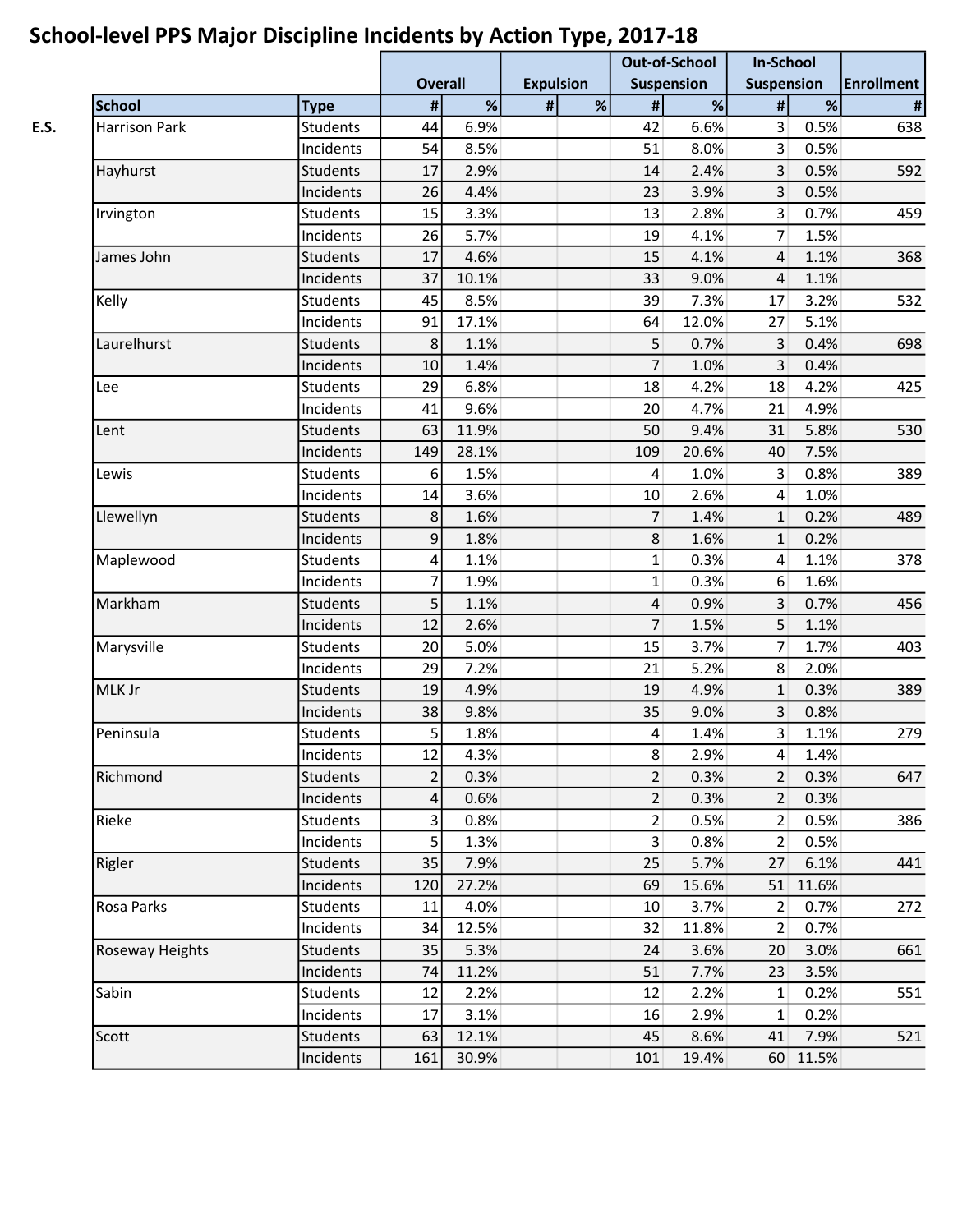# School-level PPS Major Discipline Incidents by Action Type, 2017-18

| | School | Type | Overall | | Expulsion | | Out-of-School Suspension | | In-School Suspension | | Enrollment |
|---|---|---|---|---|---|---|---|---|---|---|---|
| | | | # | % | # | % | # | % | # | % | # |
| E.S. | Harrison Park | Students | 44 | 6.9% | | | 42 | 6.6% | 3 | 0.5% | 638 |
| | | Incidents | 54 | 8.5% | | | 51 | 8.0% | 3 | 0.5% | |
| | Hayhurst | Students | 17 | 2.9% | | | 14 | 2.4% | 3 | 0.5% | 592 |
| | | Incidents | 26 | 4.4% | | | 23 | 3.9% | 3 | 0.5% | |
| | Irvington | Students | 15 | 3.3% | | | 13 | 2.8% | 3 | 0.7% | 459 |
| | | Incidents | 26 | 5.7% | | | 19 | 4.1% | 7 | 1.5% | |
| | James John | Students | 17 | 4.6% | | | 15 | 4.1% | 4 | 1.1% | 368 |
| | | Incidents | 37 | 10.1% | | | 33 | 9.0% | 4 | 1.1% | |
| | Kelly | Students | 45 | 8.5% | | | 39 | 7.3% | 17 | 3.2% | 532 |
| | | Incidents | 91 | 17.1% | | | 64 | 12.0% | 27 | 5.1% | |
| | Laurelhurst | Students | 8 | 1.1% | | | 5 | 0.7% | 3 | 0.4% | 698 |
| | | Incidents | 10 | 1.4% | | | 7 | 1.0% | 3 | 0.4% | |
| | Lee | Students | 29 | 6.8% | | | 18 | 4.2% | 18 | 4.2% | 425 |
| | | Incidents | 41 | 9.6% | | | 20 | 4.7% | 21 | 4.9% | |
| | Lent | Students | 63 | 11.9% | | | 50 | 9.4% | 31 | 5.8% | 530 |
| | | Incidents | 149 | 28.1% | | | 109 | 20.6% | 40 | 7.5% | |
| | Lewis | Students | 6 | 1.5% | | | 4 | 1.0% | 3 | 0.8% | 389 |
| | | Incidents | 14 | 3.6% | | | 10 | 2.6% | 4 | 1.0% | |
| | Llewellyn | Students | 8 | 1.6% | | | 7 | 1.4% | 1 | 0.2% | 489 |
| | | Incidents | 9 | 1.8% | | | 8 | 1.6% | 1 | 0.2% | |
| | Maplewood | Students | 4 | 1.1% | | | 1 | 0.3% | 4 | 1.1% | 378 |
| | | Incidents | 7 | 1.9% | | | 1 | 0.3% | 6 | 1.6% | |
| | Markham | Students | 5 | 1.1% | | | 4 | 0.9% | 3 | 0.7% | 456 |
| | | Incidents | 12 | 2.6% | | | 7 | 1.5% | 5 | 1.1% | |
| | Marysville | Students | 20 | 5.0% | | | 15 | 3.7% | 7 | 1.7% | 403 |
| | | Incidents | 29 | 7.2% | | | 21 | 5.2% | 8 | 2.0% | |
| | MLK Jr | Students | 19 | 4.9% | | | 19 | 4.9% | 1 | 0.3% | 389 |
| | | Incidents | 38 | 9.8% | | | 35 | 9.0% | 3 | 0.8% | |
| | Peninsula | Students | 5 | 1.8% | | | 4 | 1.4% | 3 | 1.1% | 279 |
| | | Incidents | 12 | 4.3% | | | 8 | 2.9% | 4 | 1.4% | |
| | Richmond | Students | 2 | 0.3% | | | 2 | 0.3% | 2 | 0.3% | 647 |
| | | Incidents | 4 | 0.6% | | | 2 | 0.3% | 2 | 0.3% | |
| | Rieke | Students | 3 | 0.8% | | | 2 | 0.5% | 2 | 0.5% | 386 |
| | | Incidents | 5 | 1.3% | | | 3 | 0.8% | 2 | 0.5% | |
| | Rigler | Students | 35 | 7.9% | | | 25 | 5.7% | 27 | 6.1% | 441 |
| | | Incidents | 120 | 27.2% | | | 69 | 15.6% | 51 | 11.6% | |
| | Rosa Parks | Students | 11 | 4.0% | | | 10 | 3.7% | 2 | 0.7% | 272 |
| | | Incidents | 34 | 12.5% | | | 32 | 11.8% | 2 | 0.7% | |
| | Roseway Heights | Students | 35 | 5.3% | | | 24 | 3.6% | 20 | 3.0% | 661 |
| | | Incidents | 74 | 11.2% | | | 51 | 7.7% | 23 | 3.5% | |
| | Sabin | Students | 12 | 2.2% | | | 12 | 2.2% | 1 | 0.2% | 551 |
| | | Incidents | 17 | 3.1% | | | 16 | 2.9% | 1 | 0.2% | |
| | Scott | Students | 63 | 12.1% | | | 45 | 8.6% | 41 | 7.9% | 521 |
| | | Incidents | 161 | 30.9% | | | 101 | 19.4% | 60 | 11.5% | |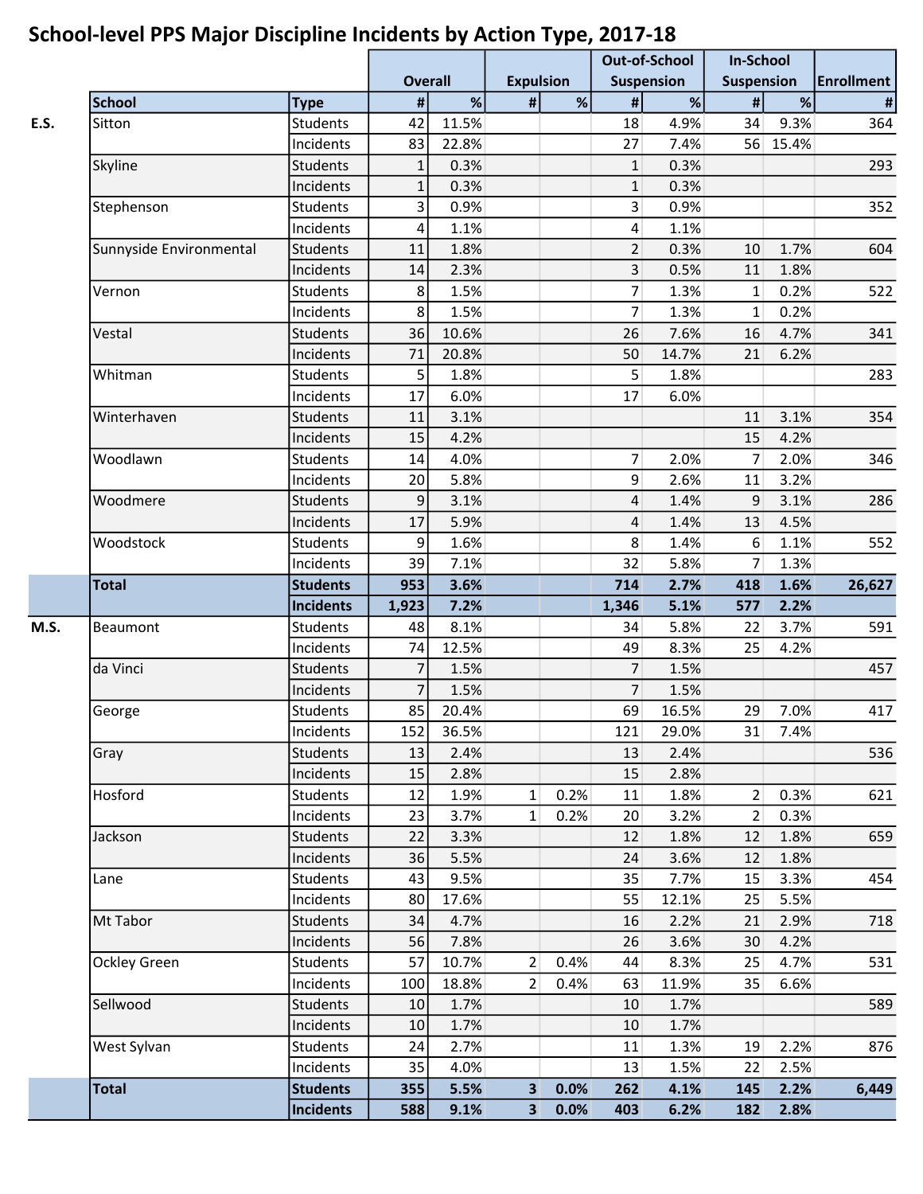## School-level PPS Major Discipline Incidents by Action Type, 2017-18

| | | | Overall | | Expulsion | | Out-of-School Suspension | | In-School Suspension | | Enrollment |
|---|---|---|---|---|---|---|---|---|---|---|---|
| | School | Type | # | % | # | % | # | % | # | % | # |
| E.S. | Sitton | Students | 42 | 11.5% | | | 18 | 4.9% | 34 | 9.3% | 364 |
| | | Incidents | 83 | 22.8% | | | 27 | 7.4% | 56 | 15.4% | |
| | Skyline | Students | 1 | 0.3% | | | 1 | 0.3% | | | 293 |
| | | Incidents | 1 | 0.3% | | | 1 | 0.3% | | | |
| | Stephenson | Students | 3 | 0.9% | | | 3 | 0.9% | | | 352 |
| | | Incidents | 4 | 1.1% | | | 4 | 1.1% | | | |
| | Sunnyside Environmental | Students | 11 | 1.8% | | | 2 | 0.3% | 10 | 1.7% | 604 |
| | | Incidents | 14 | 2.3% | | | 3 | 0.5% | 11 | 1.8% | |
| | Vernon | Students | 8 | 1.5% | | | 7 | 1.3% | 1 | 0.2% | 522 |
| | | Incidents | 8 | 1.5% | | | 7 | 1.3% | 1 | 0.2% | |
| | Vestal | Students | 36 | 10.6% | | | 26 | 7.6% | 16 | 4.7% | 341 |
| | | Incidents | 71 | 20.8% | | | 50 | 14.7% | 21 | 6.2% | |
| | Whitman | Students | 5 | 1.8% | | | 5 | 1.8% | | | 283 |
| | | Incidents | 17 | 6.0% | | | 17 | 6.0% | | | |
| | Winterhaven | Students | 11 | 3.1% | | | | | 11 | 3.1% | 354 |
| | | Incidents | 15 | 4.2% | | | | | 15 | 4.2% | |
| | Woodlawn | Students | 14 | 4.0% | | | 7 | 2.0% | 7 | 2.0% | 346 |
| | | Incidents | 20 | 5.8% | | | 9 | 2.6% | 11 | 3.2% | |
| | Woodmere | Students | 9 | 3.1% | | | 4 | 1.4% | 9 | 3.1% | 286 |
| | | Incidents | 17 | 5.9% | | | 4 | 1.4% | 13 | 4.5% | |
| | Woodstock | Students | 9 | 1.6% | | | 8 | 1.4% | 6 | 1.1% | 552 |
| | | Incidents | 39 | 7.1% | | | 32 | 5.8% | 7 | 1.3% | |
| | **Total** | **Students** | **953** | **3.6%** | | | **714** | **2.7%** | **418** | **1.6%** | **26,627** |
| | | **Incidents** | **1,923** | **7.2%** | | | **1,346** | **5.1%** | **577** | **2.2%** | |
| M.S. | Beaumont | Students | 48 | 8.1% | | | 34 | 5.8% | 22 | 3.7% | 591 |
| | | Incidents | 74 | 12.5% | | | 49 | 8.3% | 25 | 4.2% | |
| | da Vinci | Students | 7 | 1.5% | | | 7 | 1.5% | | | 457 |
| | | Incidents | 7 | 1.5% | | | 7 | 1.5% | | | |
| | George | Students | 85 | 20.4% | | | 69 | 16.5% | 29 | 7.0% | 417 |
| | | Incidents | 152 | 36.5% | | | 121 | 29.0% | 31 | 7.4% | |
| | Gray | Students | 13 | 2.4% | | | 13 | 2.4% | | | 536 |
| | | Incidents | 15 | 2.8% | | | 15 | 2.8% | | | |
| | Hosford | Students | 12 | 1.9% | 1 | 0.2% | 11 | 1.8% | 2 | 0.3% | 621 |
| | | Incidents | 23 | 3.7% | 1 | 0.2% | 20 | 3.2% | 2 | 0.3% | |
| | Jackson | Students | 22 | 3.3% | | | 12 | 1.8% | 12 | 1.8% | 659 |
| | | Incidents | 36 | 5.5% | | | 24 | 3.6% | 12 | 1.8% | |
| | Lane | Students | 43 | 9.5% | | | 35 | 7.7% | 15 | 3.3% | 454 |
| | | Incidents | 80 | 17.6% | | | 55 | 12.1% | 25 | 5.5% | |
| | Mt Tabor | Students | 34 | 4.7% | | | 16 | 2.2% | 21 | 2.9% | 718 |
| | | Incidents | 56 | 7.8% | | | 26 | 3.6% | 30 | 4.2% | |
| | Ockley Green | Students | 57 | 10.7% | 2 | 0.4% | 44 | 8.3% | 25 | 4.7% | 531 |
| | | Incidents | 100 | 18.8% | 2 | 0.4% | 63 | 11.9% | 35 | 6.6% | |
| | Sellwood | Students | 10 | 1.7% | | | 10 | 1.7% | | | 589 |
| | | Incidents | 10 | 1.7% | | | 10 | 1.7% | | | |
| | West Sylvan | Students | 24 | 2.7% | | | 11 | 1.3% | 19 | 2.2% | 876 |
| | | Incidents | 35 | 4.0% | | | 13 | 1.5% | 22 | 2.5% | |
| | **Total** | **Students** | **355** | **5.5%** | **3** | **0.0%** | **262** | **4.1%** | **145** | **2.2%** | **6,449** |
| | | **Incidents** | **588** | **9.1%** | **3** | **0.0%** | **403** | **6.2%** | **182** | **2.8%** | |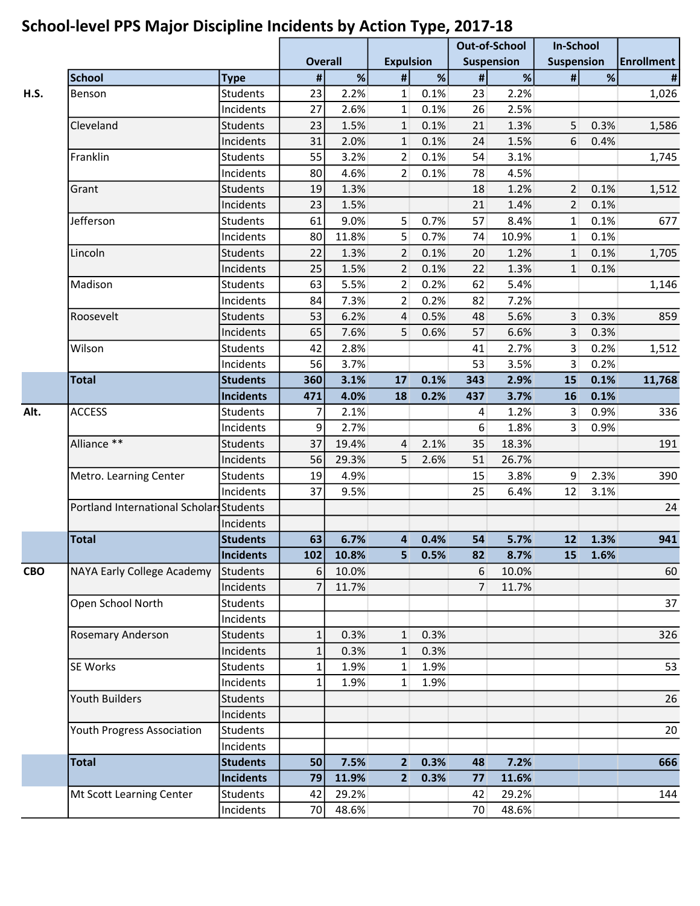# School-level PPS Major Discipline Incidents by Action Type, 2017-18

| | | | Overall | | Expulsion | | Out-of-School Suspension | | In-School Suspension | | Enrollment |
|---|---|---|---|---|---|---|---|---|---|---|---|
| | **School** | **Type** | **#** | **%** | **#** | **%** | **#** | **%** | **#** | **%** | **#** |
| **H.S.** | Benson | Students | 23 | 2.2% | 1 | 0.1% | 23 | 2.2% | | | 1,026 |
| | | Incidents | 27 | 2.6% | 1 | 0.1% | 26 | 2.5% | | | |
| | Cleveland | Students | 23 | 1.5% | 1 | 0.1% | 21 | 1.3% | 5 | 0.3% | 1,586 |
| | | Incidents | 31 | 2.0% | 1 | 0.1% | 24 | 1.5% | 6 | 0.4% | |
| | Franklin | Students | 55 | 3.2% | 2 | 0.1% | 54 | 3.1% | | | 1,745 |
| | | Incidents | 80 | 4.6% | 2 | 0.1% | 78 | 4.5% | | | |
| | Grant | Students | 19 | 1.3% | | | 18 | 1.2% | 2 | 0.1% | 1,512 |
| | | Incidents | 23 | 1.5% | | | 21 | 1.4% | 2 | 0.1% | |
| | Jefferson | Students | 61 | 9.0% | 5 | 0.7% | 57 | 8.4% | 1 | 0.1% | 677 |
| | | Incidents | 80 | 11.8% | 5 | 0.7% | 74 | 10.9% | 1 | 0.1% | |
| | Lincoln | Students | 22 | 1.3% | 2 | 0.1% | 20 | 1.2% | 1 | 0.1% | 1,705 |
| | | Incidents | 25 | 1.5% | 2 | 0.1% | 22 | 1.3% | 1 | 0.1% | |
| | Madison | Students | 63 | 5.5% | 2 | 0.2% | 62 | 5.4% | | | 1,146 |
| | | Incidents | 84 | 7.3% | 2 | 0.2% | 82 | 7.2% | | | |
| | Roosevelt | Students | 53 | 6.2% | 4 | 0.5% | 48 | 5.6% | 3 | 0.3% | 859 |
| | | Incidents | 65 | 7.6% | 5 | 0.6% | 57 | 6.6% | 3 | 0.3% | |
| | Wilson | Students | 42 | 2.8% | | | 41 | 2.7% | 3 | 0.2% | 1,512 |
| | | Incidents | 56 | 3.7% | | | 53 | 3.5% | 3 | 0.2% | |
| | **Total** | **Students** | **360** | **3.1%** | **17** | **0.1%** | **343** | **2.9%** | **15** | **0.1%** | **11,768** |
| | | **Incidents** | **471** | **4.0%** | **18** | **0.2%** | **437** | **3.7%** | **16** | **0.1%** | |
| **Alt.** | ACCESS | Students | 7 | 2.1% | | | 4 | 1.2% | 3 | 0.9% | 336 |
| | | Incidents | 9 | 2.7% | | | 6 | 1.8% | 3 | 0.9% | |
| | Alliance ** | Students | 37 | 19.4% | 4 | 2.1% | 35 | 18.3% | | | 191 |
| | | Incidents | 56 | 29.3% | 5 | 2.6% | 51 | 26.7% | | | |
| | Metro. Learning Center | Students | 19 | 4.9% | | | 15 | 3.8% | 9 | 2.3% | 390 |
| | | Incidents | 37 | 9.5% | | | 25 | 6.4% | 12 | 3.1% | |
| | Portland International Scholars | Students | | | | | | | | | 24 |
| | | Incidents | | | | | | | | | |
| | **Total** | **Students** | **63** | **6.7%** | **4** | **0.4%** | **54** | **5.7%** | **12** | **1.3%** | **941** |
| | | **Incidents** | **102** | **10.8%** | **5** | **0.5%** | **82** | **8.7%** | **15** | **1.6%** | |
| **CBO** | NAYA Early College Academy | Students | 6 | 10.0% | | | 6 | 10.0% | | | 60 |
| | | Incidents | 7 | 11.7% | | | 7 | 11.7% | | | |
| | Open School North | Students | | | | | | | | | 37 |
| | | Incidents | | | | | | | | | |
| | Rosemary Anderson | Students | 1 | 0.3% | 1 | 0.3% | | | | | 326 |
| | | Incidents | 1 | 0.3% | 1 | 0.3% | | | | | |
| | SE Works | Students | 1 | 1.9% | 1 | 1.9% | | | | | 53 |
| | | Incidents | 1 | 1.9% | 1 | 1.9% | | | | | |
| | Youth Builders | Students | | | | | | | | | 26 |
| | | Incidents | | | | | | | | | |
| | Youth Progress Association | Students | | | | | | | | | 20 |
| | | Incidents | | | | | | | | | |
| | **Total** | **Students** | **50** | **7.5%** | **2** | **0.3%** | **48** | **7.2%** | | | **666** |
| | | **Incidents** | **79** | **11.9%** | **2** | **0.3%** | **77** | **11.6%** | | | |
| | Mt Scott Learning Center | Students | 42 | 29.2% | | | 42 | 29.2% | | | 144 |
| | | Incidents | 70 | 48.6% | | | 70 | 48.6% | | | |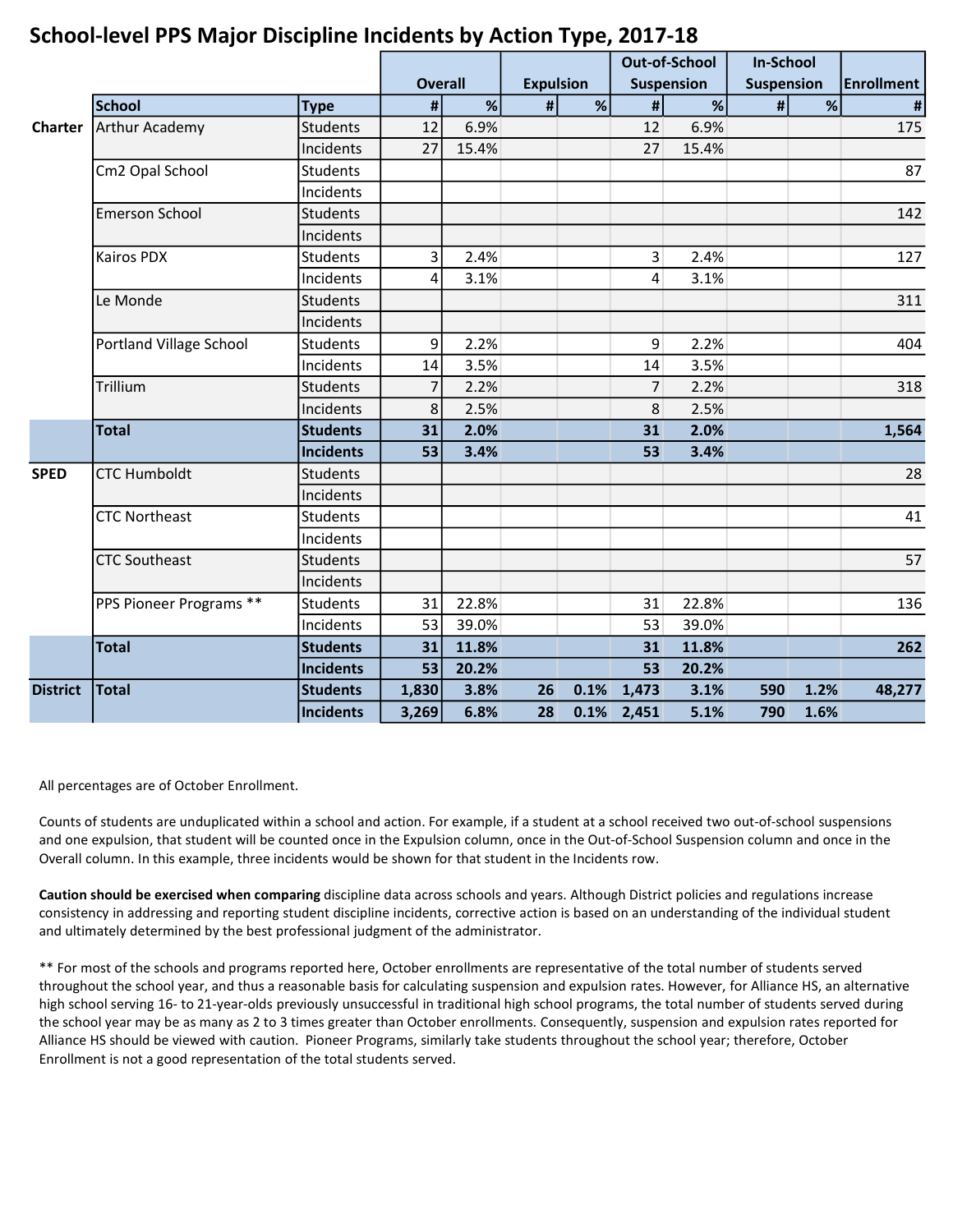# School-level PPS Major Discipline Incidents by Action Type, 2017-18

| | | | Overall | | Expulsion | | Out-of-School Suspension | | In-School Suspension | | Enrollment |
|---|---|---|---|---|---|---|---|---|---|---|---|
| | School | Type | # | % | # | % | # | % | # | % | # |
| Charter | Arthur Academy | Students | 12 | 6.9% | | | 12 | 6.9% | | | 175 |
| | | Incidents | 27 | 15.4% | | | 27 | 15.4% | | | |
| | Cm2 Opal School | Students | | | | | | | | | 87 |
| | | Incidents | | | | | | | | | |
| | Emerson School | Students | | | | | | | | | 142 |
| | | Incidents | | | | | | | | | |
| | Kairos PDX | Students | 3 | 2.4% | | | 3 | 2.4% | | | 127 |
| | | Incidents | 4 | 3.1% | | | 4 | 3.1% | | | |
| | Le Monde | Students | | | | | | | | | 311 |
| | | Incidents | | | | | | | | | |
| | Portland Village School | Students | 9 | 2.2% | | | 9 | 2.2% | | | 404 |
| | | Incidents | 14 | 3.5% | | | 14 | 3.5% | | | |
| | Trillium | Students | 7 | 2.2% | | | 7 | 2.2% | | | 318 |
| | | Incidents | 8 | 2.5% | | | 8 | 2.5% | | | |
| | **Total** | **Students** | **31** | **2.0%** | | | **31** | **2.0%** | | | **1,564** |
| | | **Incidents** | **53** | **3.4%** | | | **53** | **3.4%** | | | |
| SPED | CTC Humboldt | Students | | | | | | | | | 28 |
| | | Incidents | | | | | | | | | |
| | CTC Northeast | Students | | | | | | | | | 41 |
| | | Incidents | | | | | | | | | |
| | CTC Southeast | Students | | | | | | | | | 57 |
| | | Incidents | | | | | | | | | |
| | PPS Pioneer Programs ** | Students | 31 | 22.8% | | | 31 | 22.8% | | | 136 |
| | | Incidents | 53 | 39.0% | | | 53 | 39.0% | | | |
| | **Total** | **Students** | **31** | **11.8%** | | | **31** | **11.8%** | | | **262** |
| | | **Incidents** | **53** | **20.2%** | | | **53** | **20.2%** | | | |
| District | **Total** | **Students** | **1,830** | **3.8%** | **26** | **0.1%** | **1,473** | **3.1%** | **590** | **1.2%** | **48,277** |
| | | **Incidents** | **3,269** | **6.8%** | **28** | **0.1%** | **2,451** | **5.1%** | **790** | **1.6%** | |

All percentages are of October Enrollment.

Counts of students are unduplicated within a school and action. For example, if a student at a school received two out-of-school suspensions and one expulsion, that student will be counted once in the Expulsion column, once in the Out-of-School Suspension column and once in the Overall column. In this example, three incidents would be shown for that student in the Incidents row.

**Caution should be exercised when comparing** discipline data across schools and years. Although District policies and regulations increase consistency in addressing and reporting student discipline incidents, corrective action is based on an understanding of the individual student and ultimately determined by the best professional judgment of the administrator.

** For most of the schools and programs reported here, October enrollments are representative of the total number of students served throughout the school year, and thus a reasonable basis for calculating suspension and expulsion rates. However, for Alliance HS, an alternative high school serving 16- to 21-year-olds previously unsuccessful in traditional high school programs, the total number of students served during the school year may be as many as 2 to 3 times greater than October enrollments. Consequently, suspension and expulsion rates reported for Alliance HS should be viewed with caution. Pioneer Programs, similarly take students throughout the school year; therefore, October Enrollment is not a good representation of the total students served.